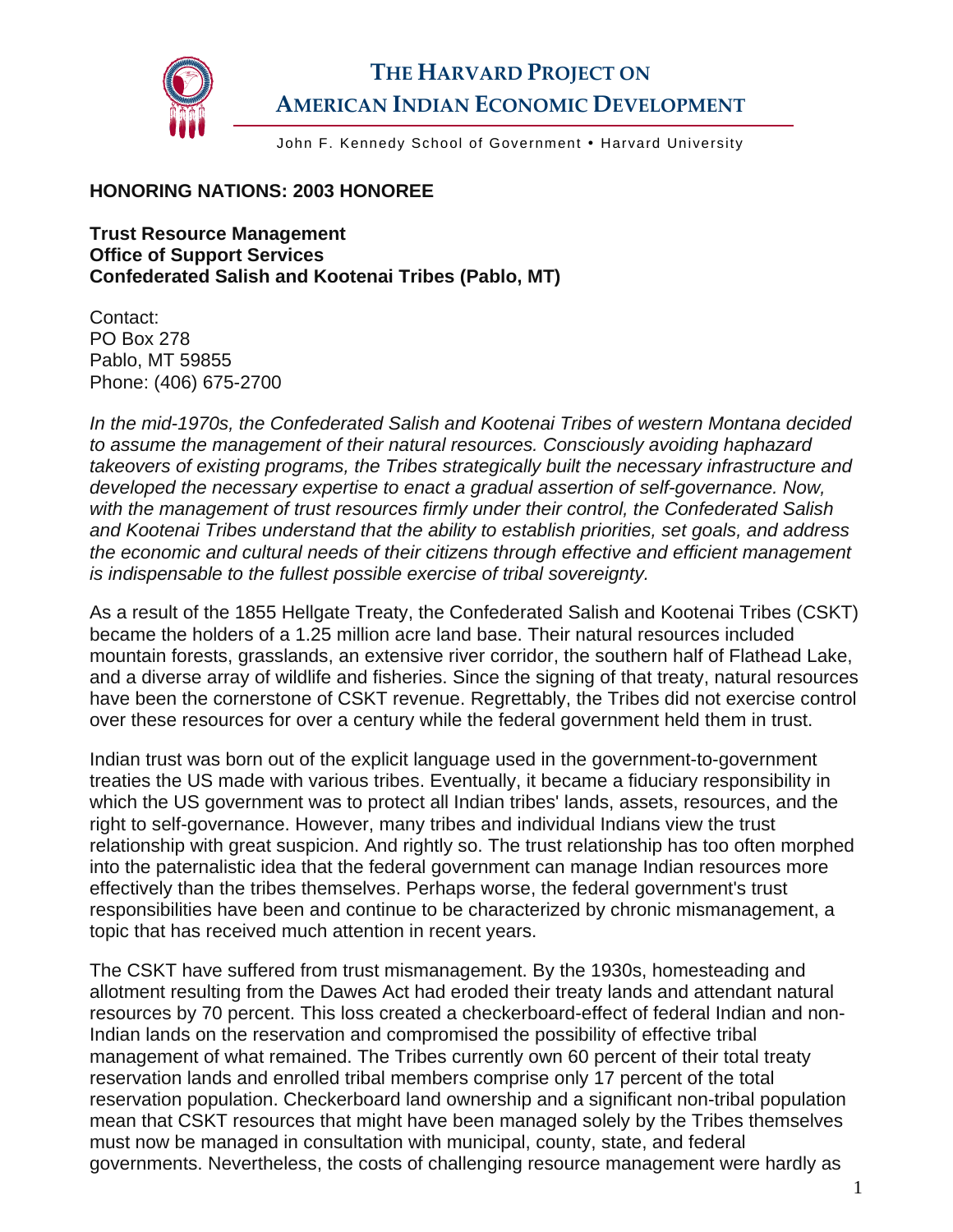# THE HARVARD PROJECT ON AMERICAN INDIAN ECONOMIC DEVELOPMENT

John F. Kennedy School of Government • Harvard University

**HONORING NATIONS: 2003 HONOREE**

**Trust Resource Management**
**Office of Support Services**
**Confederated Salish and Kootenai Tribes (Pablo, MT)**

Contact:
PO Box 278
Pablo, MT 59855
Phone: (406) 675-2700

*In the mid-1970s, the Confederated Salish and Kootenai Tribes of western Montana decided to assume the management of their natural resources. Consciously avoiding haphazard takeovers of existing programs, the Tribes strategically built the necessary infrastructure and developed the necessary expertise to enact a gradual assertion of self-governance. Now, with the management of trust resources firmly under their control, the Confederated Salish and Kootenai Tribes understand that the ability to establish priorities, set goals, and address the economic and cultural needs of their citizens through effective and efficient management is indispensable to the fullest possible exercise of tribal sovereignty.*

As a result of the 1855 Hellgate Treaty, the Confederated Salish and Kootenai Tribes (CSKT) became the holders of a 1.25 million acre land base. Their natural resources included mountain forests, grasslands, an extensive river corridor, the southern half of Flathead Lake, and a diverse array of wildlife and fisheries. Since the signing of that treaty, natural resources have been the cornerstone of CSKT revenue. Regrettably, the Tribes did not exercise control over these resources for over a century while the federal government held them in trust.

Indian trust was born out of the explicit language used in the government-to-government treaties the US made with various tribes. Eventually, it became a fiduciary responsibility in which the US government was to protect all Indian tribes' lands, assets, resources, and the right to self-governance. However, many tribes and individual Indians view the trust relationship with great suspicion. And rightly so. The trust relationship has too often morphed into the paternalistic idea that the federal government can manage Indian resources more effectively than the tribes themselves. Perhaps worse, the federal government's trust responsibilities have been and continue to be characterized by chronic mismanagement, a topic that has received much attention in recent years.

The CSKT have suffered from trust mismanagement. By the 1930s, homesteading and allotment resulting from the Dawes Act had eroded their treaty lands and attendant natural resources by 70 percent. This loss created a checkerboard-effect of federal Indian and non-Indian lands on the reservation and compromised the possibility of effective tribal management of what remained. The Tribes currently own 60 percent of their total treaty reservation lands and enrolled tribal members comprise only 17 percent of the total reservation population. Checkerboard land ownership and a significant non-tribal population mean that CSKT resources that might have been managed solely by the Tribes themselves must now be managed in consultation with municipal, county, state, and federal governments. Nevertheless, the costs of challenging resource management were hardly as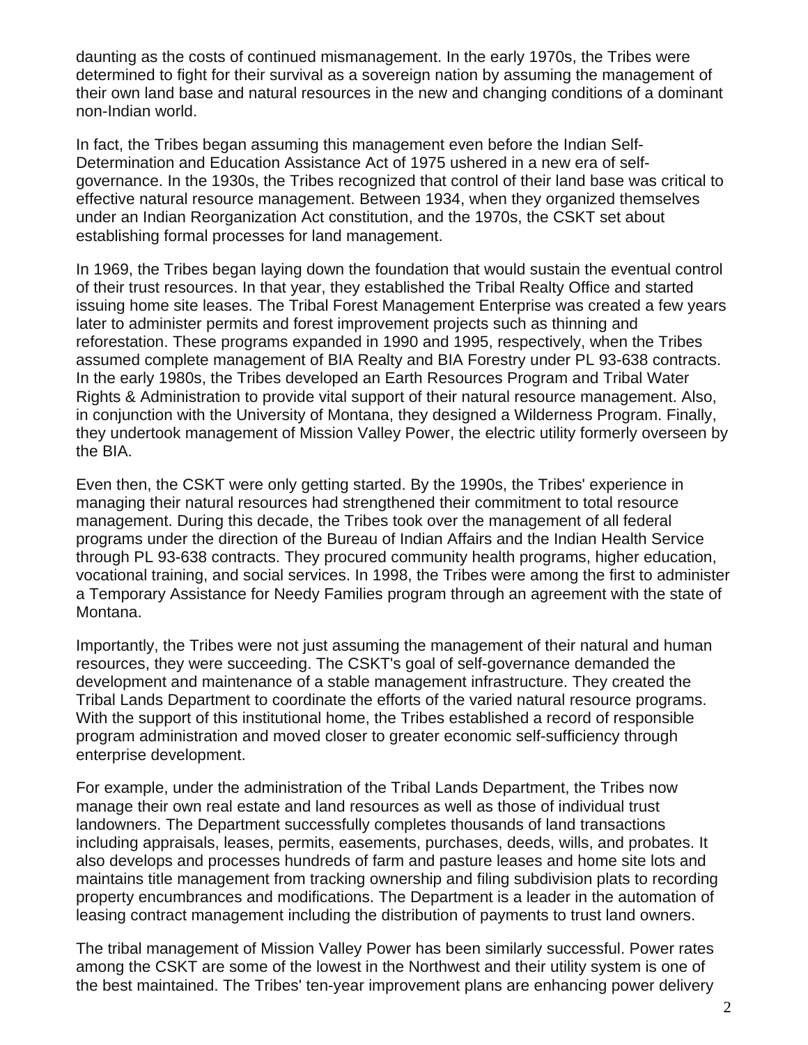daunting as the costs of continued mismanagement. In the early 1970s, the Tribes were determined to fight for their survival as a sovereign nation by assuming the management of their own land base and natural resources in the new and changing conditions of a dominant non-Indian world.

In fact, the Tribes began assuming this management even before the Indian Self-Determination and Education Assistance Act of 1975 ushered in a new era of self-governance. In the 1930s, the Tribes recognized that control of their land base was critical to effective natural resource management. Between 1934, when they organized themselves under an Indian Reorganization Act constitution, and the 1970s, the CSKT set about establishing formal processes for land management.

In 1969, the Tribes began laying down the foundation that would sustain the eventual control of their trust resources. In that year, they established the Tribal Realty Office and started issuing home site leases. The Tribal Forest Management Enterprise was created a few years later to administer permits and forest improvement projects such as thinning and reforestation. These programs expanded in 1990 and 1995, respectively, when the Tribes assumed complete management of BIA Realty and BIA Forestry under PL 93-638 contracts. In the early 1980s, the Tribes developed an Earth Resources Program and Tribal Water Rights & Administration to provide vital support of their natural resource management. Also, in conjunction with the University of Montana, they designed a Wilderness Program. Finally, they undertook management of Mission Valley Power, the electric utility formerly overseen by the BIA.

Even then, the CSKT were only getting started. By the 1990s, the Tribes' experience in managing their natural resources had strengthened their commitment to total resource management. During this decade, the Tribes took over the management of all federal programs under the direction of the Bureau of Indian Affairs and the Indian Health Service through PL 93-638 contracts. They procured community health programs, higher education, vocational training, and social services. In 1998, the Tribes were among the first to administer a Temporary Assistance for Needy Families program through an agreement with the state of Montana.

Importantly, the Tribes were not just assuming the management of their natural and human resources, they were succeeding. The CSKT's goal of self-governance demanded the development and maintenance of a stable management infrastructure. They created the Tribal Lands Department to coordinate the efforts of the varied natural resource programs. With the support of this institutional home, the Tribes established a record of responsible program administration and moved closer to greater economic self-sufficiency through enterprise development.

For example, under the administration of the Tribal Lands Department, the Tribes now manage their own real estate and land resources as well as those of individual trust landowners. The Department successfully completes thousands of land transactions including appraisals, leases, permits, easements, purchases, deeds, wills, and probates. It also develops and processes hundreds of farm and pasture leases and home site lots and maintains title management from tracking ownership and filing subdivision plats to recording property encumbrances and modifications. The Department is a leader in the automation of leasing contract management including the distribution of payments to trust land owners.

The tribal management of Mission Valley Power has been similarly successful. Power rates among the CSKT are some of the lowest in the Northwest and their utility system is one of the best maintained. The Tribes' ten-year improvement plans are enhancing power delivery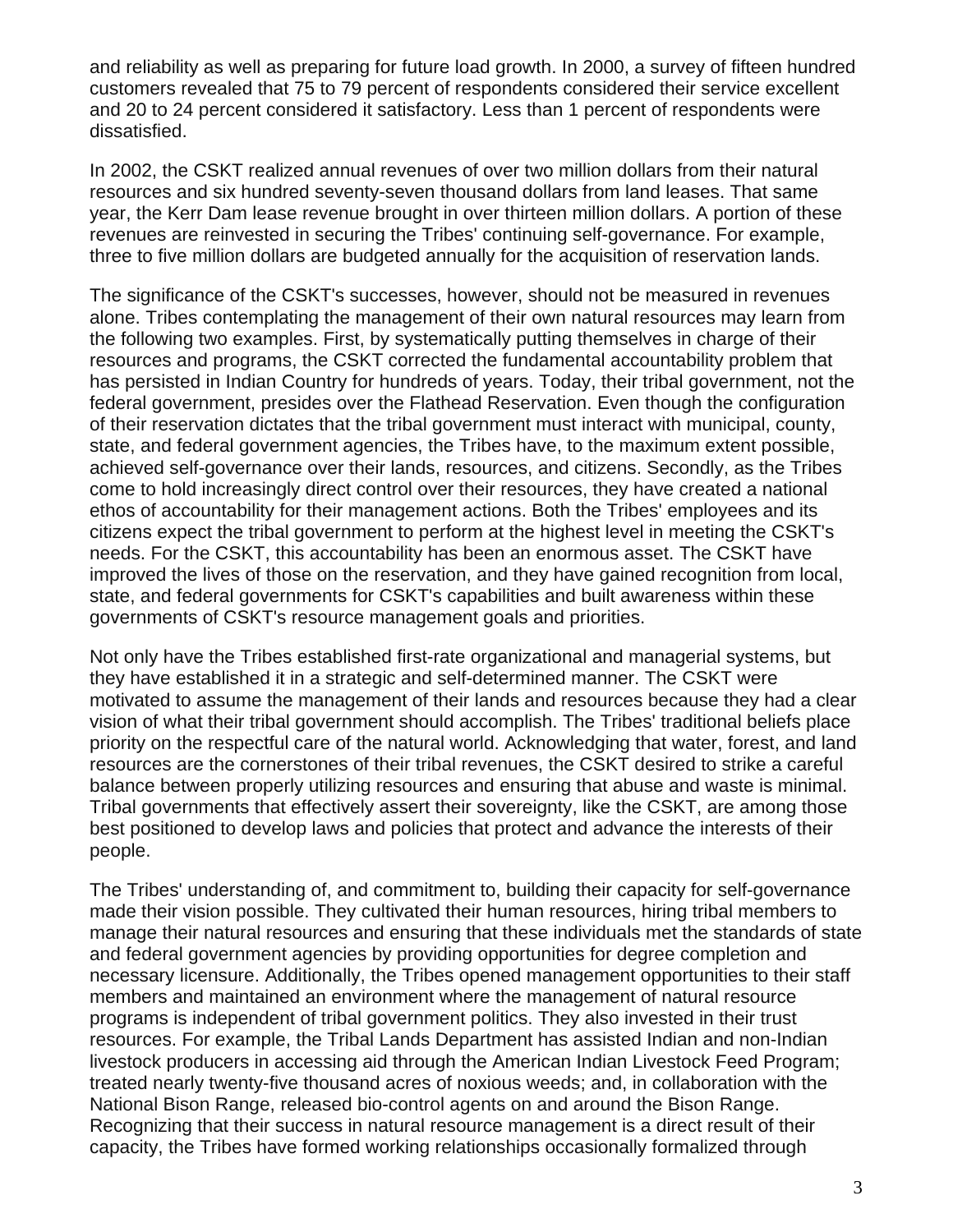and reliability as well as preparing for future load growth. In 2000, a survey of fifteen hundred customers revealed that 75 to 79 percent of respondents considered their service excellent and 20 to 24 percent considered it satisfactory. Less than 1 percent of respondents were dissatisfied.

In 2002, the CSKT realized annual revenues of over two million dollars from their natural resources and six hundred seventy-seven thousand dollars from land leases. That same year, the Kerr Dam lease revenue brought in over thirteen million dollars. A portion of these revenues are reinvested in securing the Tribes' continuing self-governance. For example, three to five million dollars are budgeted annually for the acquisition of reservation lands.

The significance of the CSKT's successes, however, should not be measured in revenues alone. Tribes contemplating the management of their own natural resources may learn from the following two examples. First, by systematically putting themselves in charge of their resources and programs, the CSKT corrected the fundamental accountability problem that has persisted in Indian Country for hundreds of years. Today, their tribal government, not the federal government, presides over the Flathead Reservation. Even though the configuration of their reservation dictates that the tribal government must interact with municipal, county, state, and federal government agencies, the Tribes have, to the maximum extent possible, achieved self-governance over their lands, resources, and citizens. Secondly, as the Tribes come to hold increasingly direct control over their resources, they have created a national ethos of accountability for their management actions. Both the Tribes' employees and its citizens expect the tribal government to perform at the highest level in meeting the CSKT's needs. For the CSKT, this accountability has been an enormous asset. The CSKT have improved the lives of those on the reservation, and they have gained recognition from local, state, and federal governments for CSKT's capabilities and built awareness within these governments of CSKT's resource management goals and priorities.

Not only have the Tribes established first-rate organizational and managerial systems, but they have established it in a strategic and self-determined manner. The CSKT were motivated to assume the management of their lands and resources because they had a clear vision of what their tribal government should accomplish. The Tribes' traditional beliefs place priority on the respectful care of the natural world. Acknowledging that water, forest, and land resources are the cornerstones of their tribal revenues, the CSKT desired to strike a careful balance between properly utilizing resources and ensuring that abuse and waste is minimal. Tribal governments that effectively assert their sovereignty, like the CSKT, are among those best positioned to develop laws and policies that protect and advance the interests of their people.

The Tribes' understanding of, and commitment to, building their capacity for self-governance made their vision possible. They cultivated their human resources, hiring tribal members to manage their natural resources and ensuring that these individuals met the standards of state and federal government agencies by providing opportunities for degree completion and necessary licensure. Additionally, the Tribes opened management opportunities to their staff members and maintained an environment where the management of natural resource programs is independent of tribal government politics. They also invested in their trust resources. For example, the Tribal Lands Department has assisted Indian and non-Indian livestock producers in accessing aid through the American Indian Livestock Feed Program; treated nearly twenty-five thousand acres of noxious weeds; and, in collaboration with the National Bison Range, released bio-control agents on and around the Bison Range. Recognizing that their success in natural resource management is a direct result of their capacity, the Tribes have formed working relationships occasionally formalized through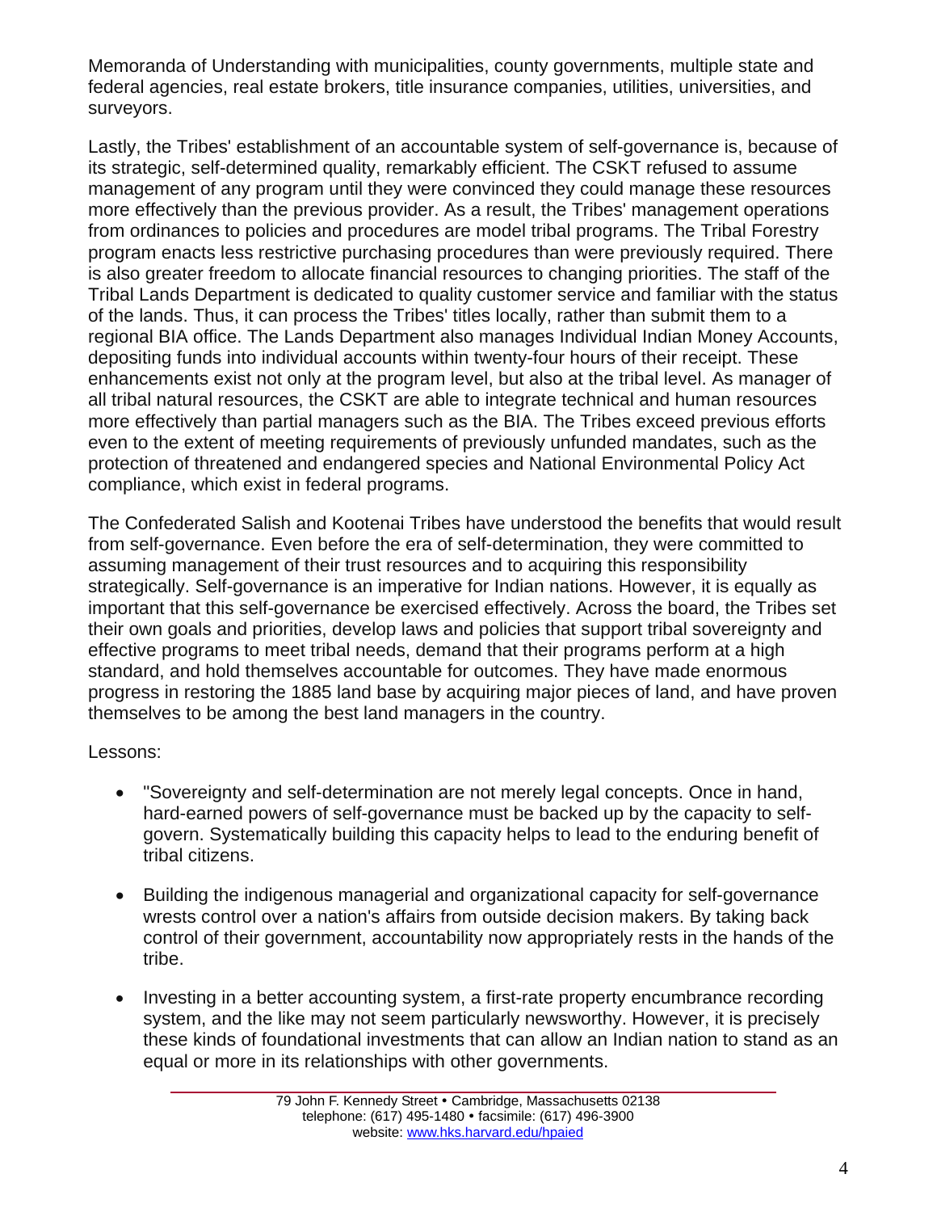Memoranda of Understanding with municipalities, county governments, multiple state and federal agencies, real estate brokers, title insurance companies, utilities, universities, and surveyors.

Lastly, the Tribes' establishment of an accountable system of self-governance is, because of its strategic, self-determined quality, remarkably efficient. The CSKT refused to assume management of any program until they were convinced they could manage these resources more effectively than the previous provider. As a result, the Tribes' management operations from ordinances to policies and procedures are model tribal programs. The Tribal Forestry program enacts less restrictive purchasing procedures than were previously required. There is also greater freedom to allocate financial resources to changing priorities. The staff of the Tribal Lands Department is dedicated to quality customer service and familiar with the status of the lands. Thus, it can process the Tribes' titles locally, rather than submit them to a regional BIA office. The Lands Department also manages Individual Indian Money Accounts, depositing funds into individual accounts within twenty-four hours of their receipt. These enhancements exist not only at the program level, but also at the tribal level. As manager of all tribal natural resources, the CSKT are able to integrate technical and human resources more effectively than partial managers such as the BIA. The Tribes exceed previous efforts even to the extent of meeting requirements of previously unfunded mandates, such as the protection of threatened and endangered species and National Environmental Policy Act compliance, which exist in federal programs.

The Confederated Salish and Kootenai Tribes have understood the benefits that would result from self-governance. Even before the era of self-determination, they were committed to assuming management of their trust resources and to acquiring this responsibility strategically. Self-governance is an imperative for Indian nations. However, it is equally as important that this self-governance be exercised effectively. Across the board, the Tribes set their own goals and priorities, develop laws and policies that support tribal sovereignty and effective programs to meet tribal needs, demand that their programs perform at a high standard, and hold themselves accountable for outcomes. They have made enormous progress in restoring the 1885 land base by acquiring major pieces of land, and have proven themselves to be among the best land managers in the country.

Lessons:

- "Sovereignty and self-determination are not merely legal concepts. Once in hand, hard-earned powers of self-governance must be backed up by the capacity to self-govern. Systematically building this capacity helps to lead to the enduring benefit of tribal citizens.
- Building the indigenous managerial and organizational capacity for self-governance wrests control over a nation's affairs from outside decision makers. By taking back control of their government, accountability now appropriately rests in the hands of the tribe.
- Investing in a better accounting system, a first-rate property encumbrance recording system, and the like may not seem particularly newsworthy. However, it is precisely these kinds of foundational investments that can allow an Indian nation to stand as an equal or more in its relationships with other governments.